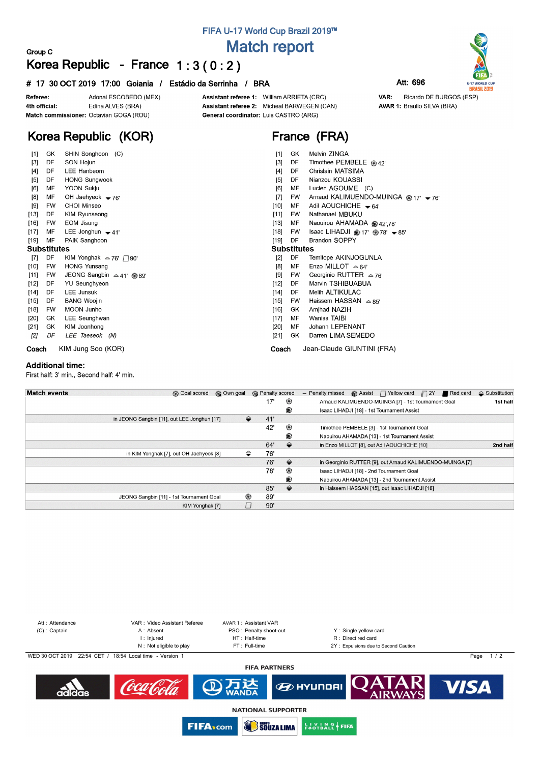## FIFA U-17 World Cup Brazil 2019™

# Match report

**Group C**

## Korea Republic - France 1 : 3 ( 0 : 2 )

**# 17 30 OCT 2019 17:00 Goiania / Estádio da Serrinha / BRA**

**Att: 696**

| | | | |
|---|---|---|---|
| **Referee:** | Adonai ESCOBEDO (MEX) | **Assistant referee 1:** | William ARRIETA (CRC) |
| **4th official:** | Edina ALVES (BRA) | **Assistant referee 2:** | Micheal BARWEGEN (CAN) |
| **Match commissioner:** | Octavian GOGA (ROU) | **General coordinator:** | Luis CASTRO (ARG) |

**VAR:** Ricardo DE BURGOS (ESP)
**AVAR 1:** Braulio SILVA (BRA)

## Korea Republic (KOR)

| No. | Pos | Player | Events |
|---|---|---|---|
| [1] | GK | SHIN Songhoon (C) | |
| [3] | DF | SON Hojun | |
| [4] | DF | LEE Hanbeom | |
| [5] | DF | HONG Sungwook | |
| [6] | MF | YOON Sukju | |
| [8] | MF | OH Jaehyeok | ▼76' |
| [9] | FW | CHOI Minseo | |
| [13] | DF | KIM Ryunseong | |
| [16] | FW | EOM Jisung | |
| [17] | MF | LEE Jonghun | ▼41' |
| [19] | MF | PAIK Sanghoon | |

**Substitutes**

| No. | Pos | Player | Events |
|---|---|---|---|
| [7] | DF | KIM Yonghak | ▲76' □90' |
| [10] | FW | HONG Yunsang | |
| [11] | FW | JEONG Sangbin | ▲41' ⚽89' |
| [12] | DF | YU Seunghyeon | |
| [14] | DF | LEE Junsuk | |
| [15] | DF | BANG Woojin | |
| [18] | FW | MOON Junho | |
| [20] | GK | LEE Seunghwan | |
| [21] | GK | KIM Joonhong | |
| *[2]* | *DF* | *LEE Taeseok (N)* | |

**Coach** KIM Jung Soo (KOR)

## France (FRA)

| No. | Pos | Player | Events |
|---|---|---|---|
| [1] | GK | Melvin ZINGA | |
| [3] | DF | Timothee PEMBELE | ⚽42' |
| [4] | DF | Chrislain MATSIMA | |
| [5] | DF | Nianzou KOUASSI | |
| [6] | MF | Lucien AGOUME (C) | |
| [7] | FW | Arnaud KALIMUENDO-MUINGA | ⚽17' ▼76' |
| [10] | MF | Adil AOUCHICHE | ▼64' |
| [11] | FW | Nathanael MBUKU | |
| [13] | MF | Naouirou AHAMADA | Assist 42',78' |
| [18] | FW | Isaac LIHADJI | Assist 17' ⚽78' ▼85' |
| [19] | DF | Brandon SOPPY | |

**Substitutes**

| No. | Pos | Player | Events |
|---|---|---|---|
| [2] | DF | Temitope AKINJOGUNLA | |
| [8] | MF | Enzo MILLOT | ▲64' |
| [9] | FW | Georginio RUTTER | ▲76' |
| [12] | DF | Marvin TSHIBUABUA | |
| [14] | DF | Melih ALTIKULAC | |
| [15] | FW | Haissem HASSAN | ▲85' |
| [16] | GK | Amjhad NAZIH | |
| [17] | MF | Waniss TAIBI | |
| [20] | MF | Johann LEPENANT | |
| [21] | GK | Darren LIMA SEMEDO | |

**Coach** Jean-Claude GIUNTINI (FRA)

### Additional time:

First half: 3' min., Second half: 4' min.

### Match events

Legend: Goal scored, Own goal, Penalty scored, Penalty missed, Assist, Yellow card, 2Y, Red card, Substitution

| Korea Republic | | Min. | | France | |
|---|---|---|---|---|---|
| | | 17' | Goal | Arnaud KALIMUENDO-MUINGA [7] - 1st Tournament Goal | **1st half** |
| | | | Assist | Isaac LIHADJI [18] - 1st Tournament Assist | |
| in JEONG Sangbin [11], out LEE Jonghun [17] | Substitution | 41' | | | |
| | | 42' | Goal | Timothee PEMBELE [3] - 1st Tournament Goal | |
| | | | Assist | Naouirou AHAMADA [13] - 1st Tournament Assist | |
| | | 64' | Substitution | in Enzo MILLOT [8], out Adil AOUCHICHE [10] | **2nd half** |
| in KIM Yonghak [7], out OH Jaehyeok [8] | Substitution | 76' | | | |
| | | 76' | Substitution | in Georginio RUTTER [9], out Arnaud KALIMUENDO-MUINGA [7] | |
| | | 78' | Goal | Isaac LIHADJI [18] - 2nd Tournament Goal | |
| | | | Assist | Naouirou AHAMADA [13] - 2nd Tournament Assist | |
| | | 85' | Substitution | in Haissem HASSAN [15], out Isaac LIHADJI [18] | |
| JEONG Sangbin [11] - 1st Tournament Goal | Goal | 89' | | | |
| KIM Yonghak [7] | Yellow card | 90' | | | |

Att : Attendance
(C) : Captain
VAR : Video Assistant Referee
A : Absent
I : Injured
N : Not eligible to play
AVAR 1 : Assistant VAR
PSO : Penalty shoot-out
HT : Half-time
FT : Full-time
Y : Single yellow card
R : Direct red card
2Y : Expulsions due to Second Caution

WED 30 OCT 2019 22:54 CET / 18:54 Local time - Version 1

**FIFA PARTNERS**

**NATIONAL SUPPORTER**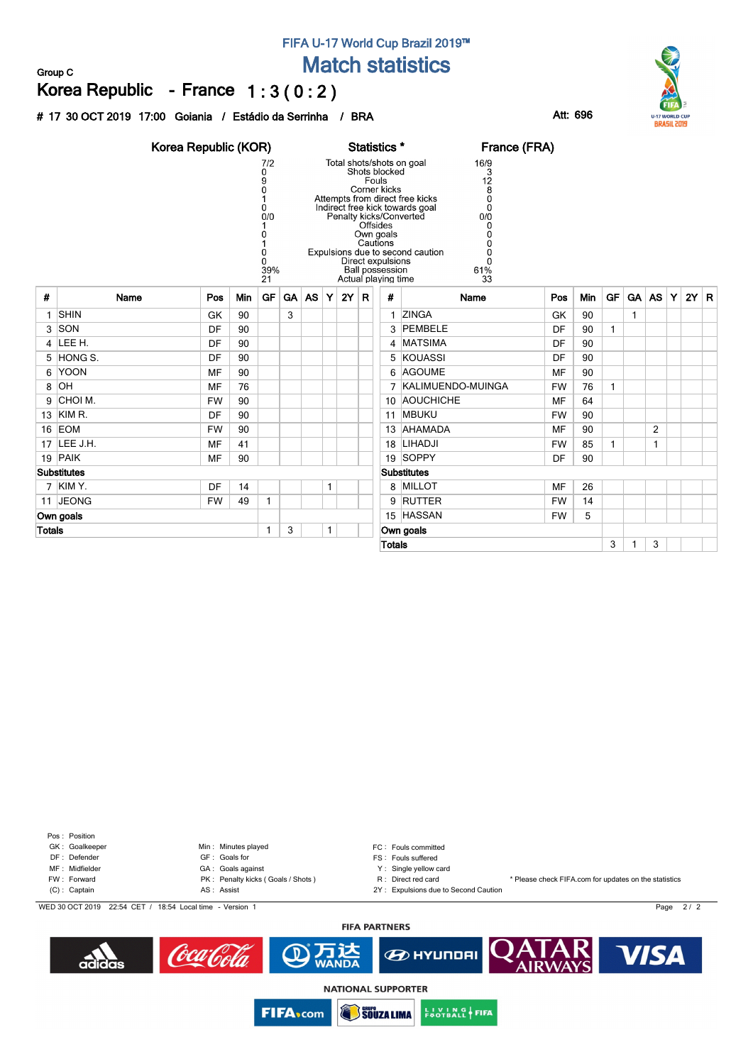FIFA U-17 World Cup Brazil 2019™

# Match statistics

Group C

## Korea Republic - France 1 : 3 ( 0 : 2 )

# 17 30 OCT 2019 17:00 Goiania / Estádio da Serrinha / BRA

Att: 696

| Korea Republic (KOR) | Statistics * | France (FRA) |
|---|---|---|
| 7/2 | Total shots/shots on goal | 16/9 |
| 0 | Shots blocked | 3 |
| 9 | Fouls | 12 |
| 0 | Corner kicks | 8 |
| 1 | Attempts from direct free kicks | 0 |
| 0 | Indirect free kick towards goal | 0 |
| 0/0 | Penalty kicks/Converted | 0/0 |
| 1 | Offsides | 0 |
| 0 | Own goals | 0 |
| 1 | Cautions | 0 |
| 0 | Expulsions due to second caution | 0 |
| 0 | Direct expulsions | 0 |
| 39% | Ball possession | 61% |
| 21 | Actual playing time | 33 |

| # | Name | Pos | Min | GF | GA | AS | Y | 2Y | R |
|---|---|---|---|---|---|---|---|---|---|
| 1 | SHIN | GK | 90 | | 3 | | | | |
| 3 | SON | DF | 90 | | | | | | |
| 4 | LEE H. | DF | 90 | | | | | | |
| 5 | HONG S. | DF | 90 | | | | | | |
| 6 | YOON | MF | 90 | | | | | | |
| 8 | OH | MF | 76 | | | | | | |
| 9 | CHOI M. | FW | 90 | | | | | | |
| 13 | KIM R. | DF | 90 | | | | | | |
| 16 | EOM | FW | 90 | | | | | | |
| 17 | LEE J.H. | MF | 41 | | | | | | |
| 19 | PAIK | MF | 90 | | | | | | |
| **Substitutes** | | | | | | | | | |
| 7 | KIM Y. | DF | 14 | | | | 1 | | |
| 11 | JEONG | FW | 49 | 1 | | | | | |
| **Own goals** | | | | | | | | | |
| **Totals** | | | | 1 | 3 | | 1 | | |

| # | Name | Pos | Min | GF | GA | AS | Y | 2Y | R |
|---|---|---|---|---|---|---|---|---|---|
| 1 | ZINGA | GK | 90 | | 1 | | | | |
| 3 | PEMBELE | DF | 90 | 1 | | | | | |
| 4 | MATSIMA | DF | 90 | | | | | | |
| 5 | KOUASSI | DF | 90 | | | | | | |
| 6 | AGOUME | MF | 90 | | | | | | |
| 7 | KALIMUENDO-MUINGA | FW | 76 | 1 | | | | | |
| 10 | AOUCHICHE | MF | 64 | | | | | | |
| 11 | MBUKU | FW | 90 | | | | | | |
| 13 | AHAMADA | MF | 90 | | | 2 | | | |
| 18 | LIHADJI | FW | 85 | 1 | | 1 | | | |
| 19 | SOPPY | DF | 90 | | | | | | |
| **Substitutes** | | | | | | | | | |
| 8 | MILLOT | MF | 26 | | | | | | |
| 9 | RUTTER | FW | 14 | | | | | | |
| 15 | HASSAN | FW | 5 | | | | | | |
| **Own goals** | | | | | | | | | |
| **Totals** | | | | 3 | 1 | 3 | | | |

Pos : Position
GK : Goalkeeper
DF : Defender
MF : Midfielder
FW : Forward
(C) : Captain

Min : Minutes played
GF : Goals for
GA : Goals against
PK : Penalty kicks ( Goals / Shots )
AS : Assist

FC : Fouls committed
FS : Fouls suffered
Y : Single yellow card
R : Direct red card
2Y : Expulsions due to Second Caution

\* Please check FIFA.com for updates on the statistics

WED 30 OCT 2019 22:54 CET / 18:54 Local time - Version 1

FIFA PARTNERS

NATIONAL SUPPORTER